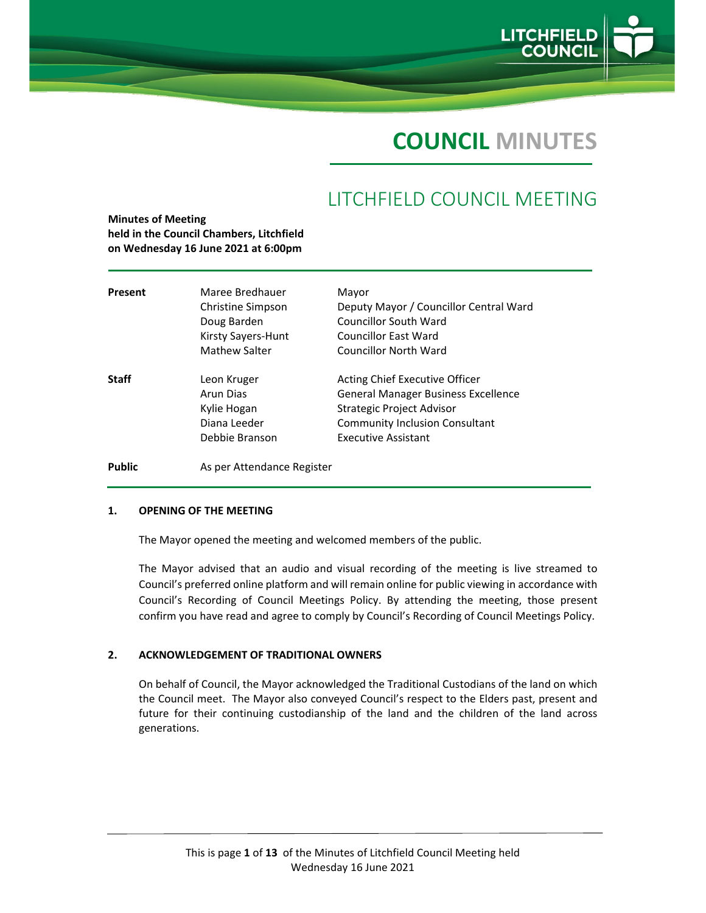# COUNCIL MINUTES

## LITCHFIELD COUNCIL MEETING

**Minutes of Meeting**
**held in the Council Chambers, Litchfield**
**on Wednesday 16 June 2021 at 6:00pm**

| | | |
|---|---|---|
| **Present** | Maree Bredhauer | Mayor |
| | Christine Simpson | Deputy Mayor / Councillor Central Ward |
| | Doug Barden | Councillor South Ward |
| | Kirsty Sayers-Hunt | Councillor East Ward |
| | Mathew Salter | Councillor North Ward |
| **Staff** | Leon Kruger | Acting Chief Executive Officer |
| | Arun Dias | General Manager Business Excellence |
| | Kylie Hogan | Strategic Project Advisor |
| | Diana Leeder | Community Inclusion Consultant |
| | Debbie Branson | Executive Assistant |
| **Public** | As per Attendance Register | |

### 1. OPENING OF THE MEETING

The Mayor opened the meeting and welcomed members of the public.

The Mayor advised that an audio and visual recording of the meeting is live streamed to Council's preferred online platform and will remain online for public viewing in accordance with Council's Recording of Council Meetings Policy. By attending the meeting, those present confirm you have read and agree to comply by Council's Recording of Council Meetings Policy.

### 2. ACKNOWLEDGEMENT OF TRADITIONAL OWNERS

On behalf of Council, the Mayor acknowledged the Traditional Custodians of the land on which the Council meet. The Mayor also conveyed Council's respect to the Elders past, present and future for their continuing custodianship of the land and the children of the land across generations.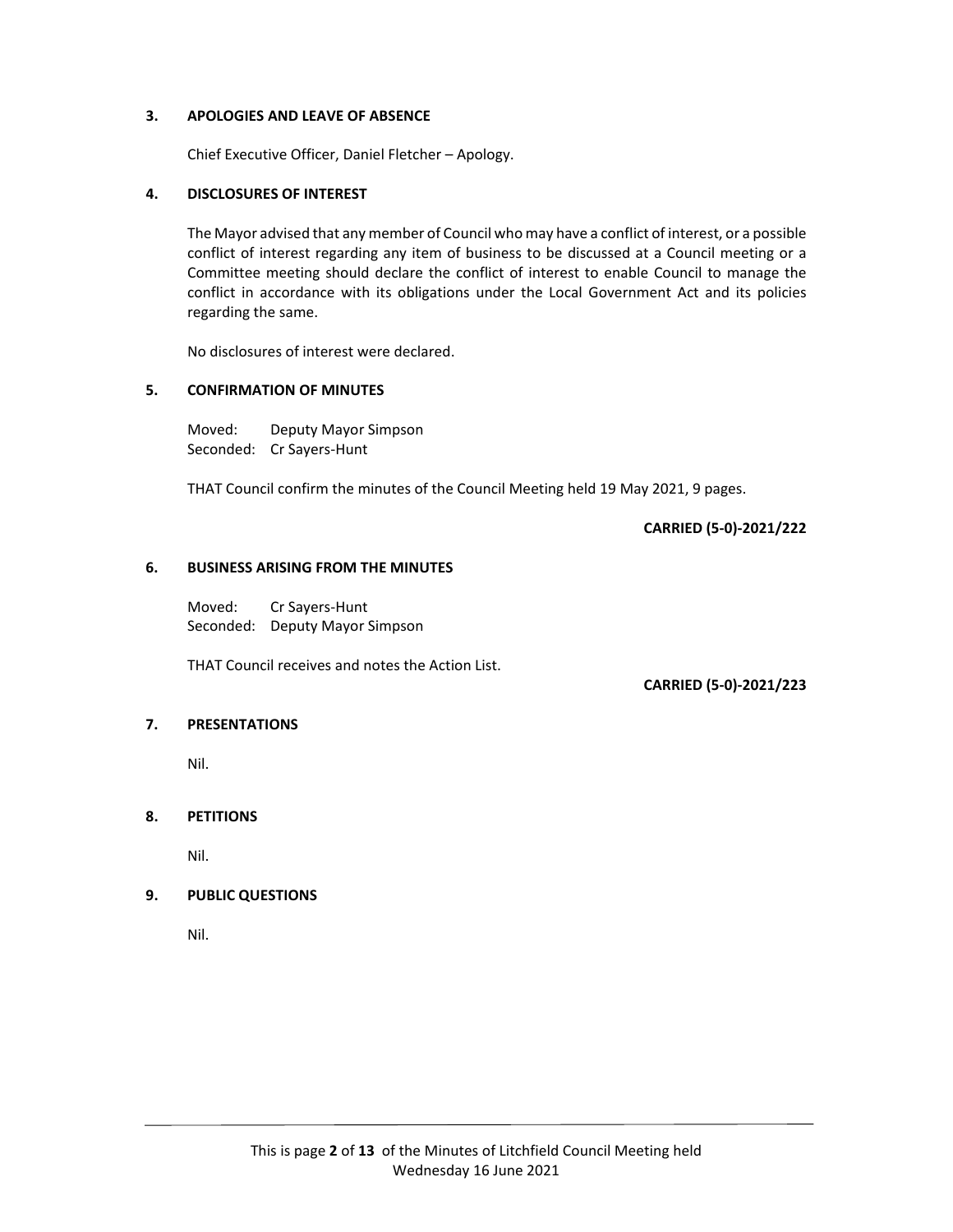## 3. APOLOGIES AND LEAVE OF ABSENCE

Chief Executive Officer, Daniel Fletcher – Apology.

## 4. DISCLOSURES OF INTEREST

The Mayor advised that any member of Council who may have a conflict of interest, or a possible conflict of interest regarding any item of business to be discussed at a Council meeting or a Committee meeting should declare the conflict of interest to enable Council to manage the conflict in accordance with its obligations under the Local Government Act and its policies regarding the same.

No disclosures of interest were declared.

## 5. CONFIRMATION OF MINUTES

Moved: Deputy Mayor Simpson
Seconded: Cr Sayers-Hunt

THAT Council confirm the minutes of the Council Meeting held 19 May 2021, 9 pages.

**CARRIED (5-0)-2021/222**

## 6. BUSINESS ARISING FROM THE MINUTES

Moved: Cr Sayers-Hunt
Seconded: Deputy Mayor Simpson

THAT Council receives and notes the Action List.

**CARRIED (5-0)-2021/223**

## 7. PRESENTATIONS

Nil.

## 8. PETITIONS

Nil.

## 9. PUBLIC QUESTIONS

Nil.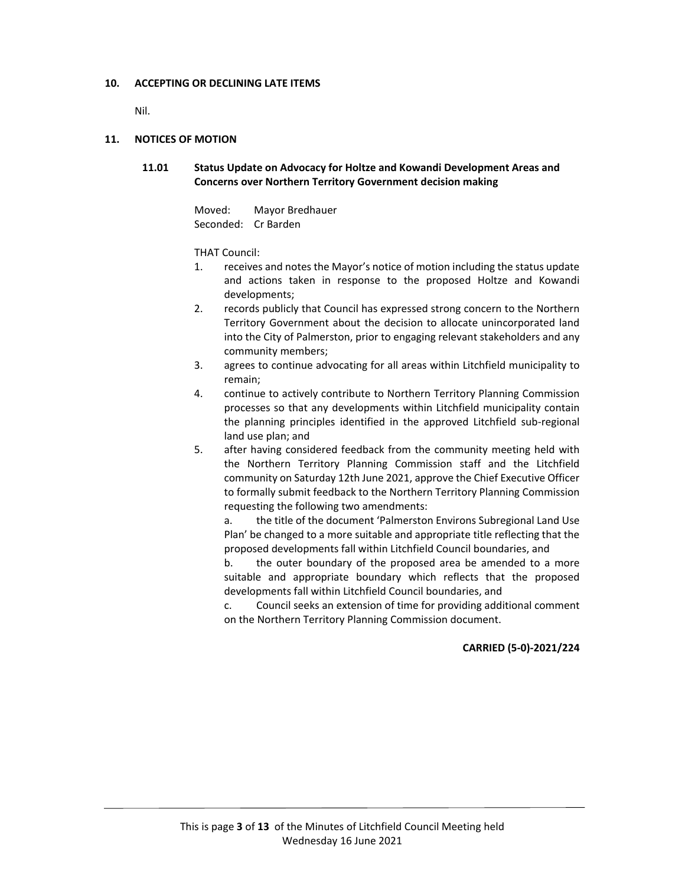## 10. ACCEPTING OR DECLINING LATE ITEMS

Nil.

## 11. NOTICES OF MOTION

### 11.01 Status Update on Advocacy for Holtze and Kowandi Development Areas and Concerns over Northern Territory Government decision making

Moved: Mayor Bredhauer
Seconded: Cr Barden

THAT Council:

1. receives and notes the Mayor's notice of motion including the status update and actions taken in response to the proposed Holtze and Kowandi developments;
2. records publicly that Council has expressed strong concern to the Northern Territory Government about the decision to allocate unincorporated land into the City of Palmerston, prior to engaging relevant stakeholders and any community members;
3. agrees to continue advocating for all areas within Litchfield municipality to remain;
4. continue to actively contribute to Northern Territory Planning Commission processes so that any developments within Litchfield municipality contain the planning principles identified in the approved Litchfield sub-regional land use plan; and
5. after having considered feedback from the community meeting held with the Northern Territory Planning Commission staff and the Litchfield community on Saturday 12th June 2021, approve the Chief Executive Officer to formally submit feedback to the Northern Territory Planning Commission requesting the following two amendments:

   a. the title of the document 'Palmerston Environs Subregional Land Use Plan' be changed to a more suitable and appropriate title reflecting that the proposed developments fall within Litchfield Council boundaries, and

   b. the outer boundary of the proposed area be amended to a more suitable and appropriate boundary which reflects that the proposed developments fall within Litchfield Council boundaries, and

   c. Council seeks an extension of time for providing additional comment on the Northern Territory Planning Commission document.

**CARRIED (5-0)-2021/224**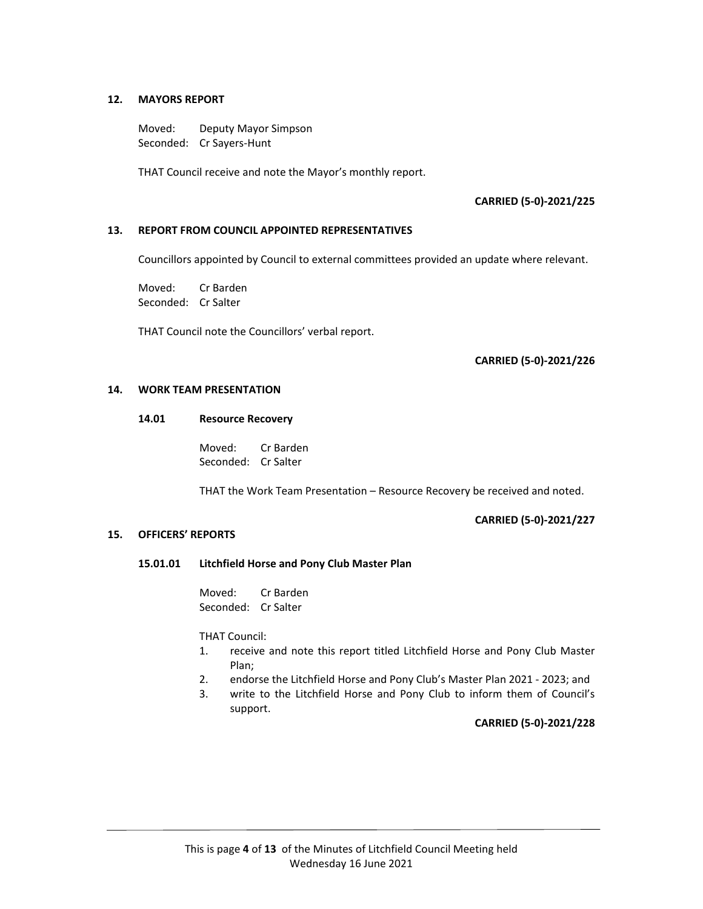## 12. MAYORS REPORT

Moved: Deputy Mayor Simpson
Seconded: Cr Sayers-Hunt

THAT Council receive and note the Mayor's monthly report.

**CARRIED (5-0)-2021/225**

## 13. REPORT FROM COUNCIL APPOINTED REPRESENTATIVES

Councillors appointed by Council to external committees provided an update where relevant.

Moved: Cr Barden
Seconded: Cr Salter

THAT Council note the Councillors' verbal report.

**CARRIED (5-0)-2021/226**

## 14. WORK TEAM PRESENTATION

### 14.01 Resource Recovery

Moved: Cr Barden
Seconded: Cr Salter

THAT the Work Team Presentation – Resource Recovery be received and noted.

**CARRIED (5-0)-2021/227**

## 15. OFFICERS' REPORTS

### 15.01.01 Litchfield Horse and Pony Club Master Plan

Moved: Cr Barden
Seconded: Cr Salter

THAT Council:

1. receive and note this report titled Litchfield Horse and Pony Club Master Plan;
2. endorse the Litchfield Horse and Pony Club's Master Plan 2021 - 2023; and
3. write to the Litchfield Horse and Pony Club to inform them of Council's support.

**CARRIED (5-0)-2021/228**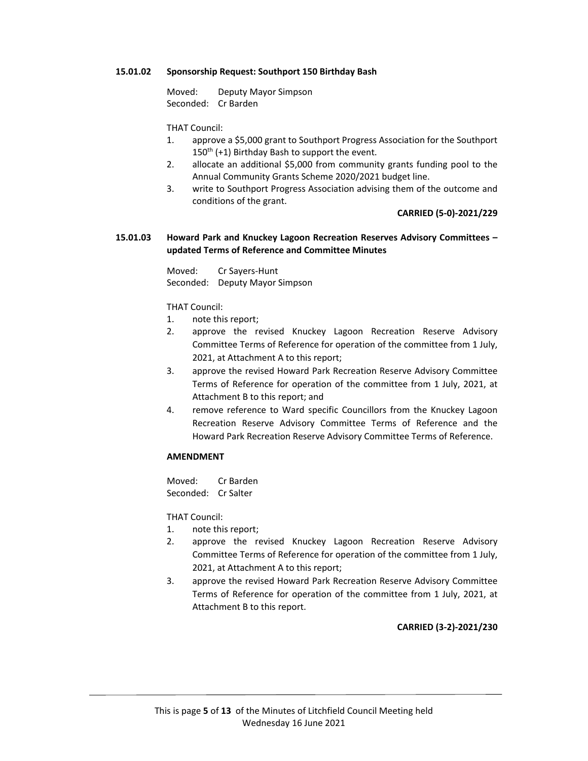### 15.01.02 Sponsorship Request: Southport 150 Birthday Bash

Moved: Deputy Mayor Simpson
Seconded: Cr Barden

THAT Council:

1. approve a $5,000 grant to Southport Progress Association for the Southport 150th (+1) Birthday Bash to support the event.
2. allocate an additional $5,000 from community grants funding pool to the Annual Community Grants Scheme 2020/2021 budget line.
3. write to Southport Progress Association advising them of the outcome and conditions of the grant.

**CARRIED (5-0)-2021/229**

### 15.01.03 Howard Park and Knuckey Lagoon Recreation Reserves Advisory Committees – updated Terms of Reference and Committee Minutes

Moved: Cr Sayers-Hunt
Seconded: Deputy Mayor Simpson

THAT Council:

1. note this report;
2. approve the revised Knuckey Lagoon Recreation Reserve Advisory Committee Terms of Reference for operation of the committee from 1 July, 2021, at Attachment A to this report;
3. approve the revised Howard Park Recreation Reserve Advisory Committee Terms of Reference for operation of the committee from 1 July, 2021, at Attachment B to this report; and
4. remove reference to Ward specific Councillors from the Knuckey Lagoon Recreation Reserve Advisory Committee Terms of Reference and the Howard Park Recreation Reserve Advisory Committee Terms of Reference.

**AMENDMENT**

Moved: Cr Barden
Seconded: Cr Salter

THAT Council:

1. note this report;
2. approve the revised Knuckey Lagoon Recreation Reserve Advisory Committee Terms of Reference for operation of the committee from 1 July, 2021, at Attachment A to this report;
3. approve the revised Howard Park Recreation Reserve Advisory Committee Terms of Reference for operation of the committee from 1 July, 2021, at Attachment B to this report.

**CARRIED (3-2)-2021/230**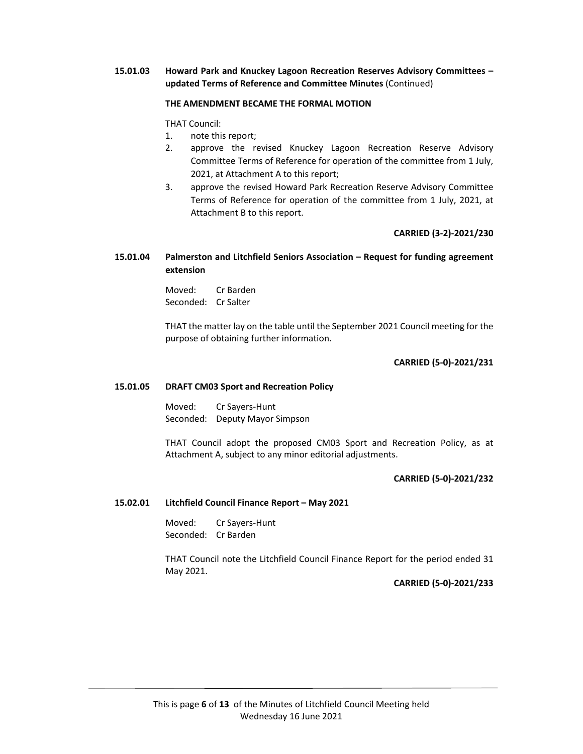**15.01.03 Howard Park and Knuckey Lagoon Recreation Reserves Advisory Committees – updated Terms of Reference and Committee Minutes** (Continued)

**THE AMENDMENT BECAME THE FORMAL MOTION**

THAT Council:

1. note this report;
2. approve the revised Knuckey Lagoon Recreation Reserve Advisory Committee Terms of Reference for operation of the committee from 1 July, 2021, at Attachment A to this report;
3. approve the revised Howard Park Recreation Reserve Advisory Committee Terms of Reference for operation of the committee from 1 July, 2021, at Attachment B to this report.

**CARRIED (3-2)-2021/230**

**15.01.04 Palmerston and Litchfield Seniors Association – Request for funding agreement extension**

Moved: Cr Barden
Seconded: Cr Salter

THAT the matter lay on the table until the September 2021 Council meeting for the purpose of obtaining further information.

**CARRIED (5-0)-2021/231**

**15.01.05 DRAFT CM03 Sport and Recreation Policy**

Moved: Cr Sayers-Hunt
Seconded: Deputy Mayor Simpson

THAT Council adopt the proposed CM03 Sport and Recreation Policy, as at Attachment A, subject to any minor editorial adjustments.

**CARRIED (5-0)-2021/232**

**15.02.01 Litchfield Council Finance Report – May 2021**

Moved: Cr Sayers-Hunt
Seconded: Cr Barden

THAT Council note the Litchfield Council Finance Report for the period ended 31 May 2021.

**CARRIED (5-0)-2021/233**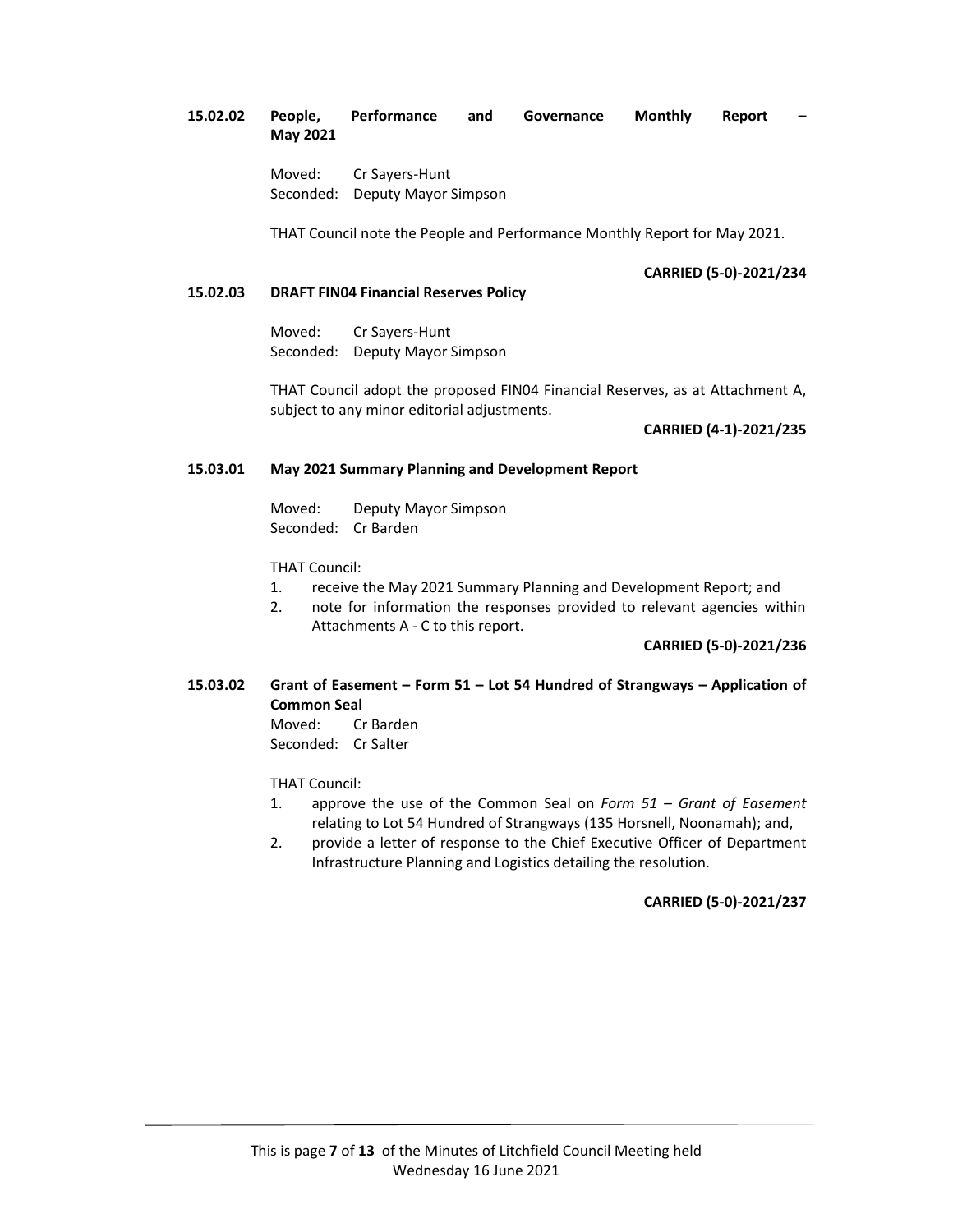### 15.02.02 People, Performance and Governance Monthly Report – May 2021

Moved: Cr Sayers-Hunt
Seconded: Deputy Mayor Simpson

THAT Council note the People and Performance Monthly Report for May 2021.

**CARRIED (5-0)-2021/234**

### 15.02.03 DRAFT FIN04 Financial Reserves Policy

Moved: Cr Sayers-Hunt
Seconded: Deputy Mayor Simpson

THAT Council adopt the proposed FIN04 Financial Reserves, as at Attachment A, subject to any minor editorial adjustments.

**CARRIED (4-1)-2021/235**

### 15.03.01 May 2021 Summary Planning and Development Report

Moved: Deputy Mayor Simpson
Seconded: Cr Barden

THAT Council:

1. receive the May 2021 Summary Planning and Development Report; and
2. note for information the responses provided to relevant agencies within Attachments A - C to this report.

**CARRIED (5-0)-2021/236**

### 15.03.02 Grant of Easement – Form 51 – Lot 54 Hundred of Strangways – Application of Common Seal

Moved: Cr Barden
Seconded: Cr Salter

THAT Council:

1. approve the use of the Common Seal on *Form 51 – Grant of Easement* relating to Lot 54 Hundred of Strangways (135 Horsnell, Noonamah); and,
2. provide a letter of response to the Chief Executive Officer of Department Infrastructure Planning and Logistics detailing the resolution.

**CARRIED (5-0)-2021/237**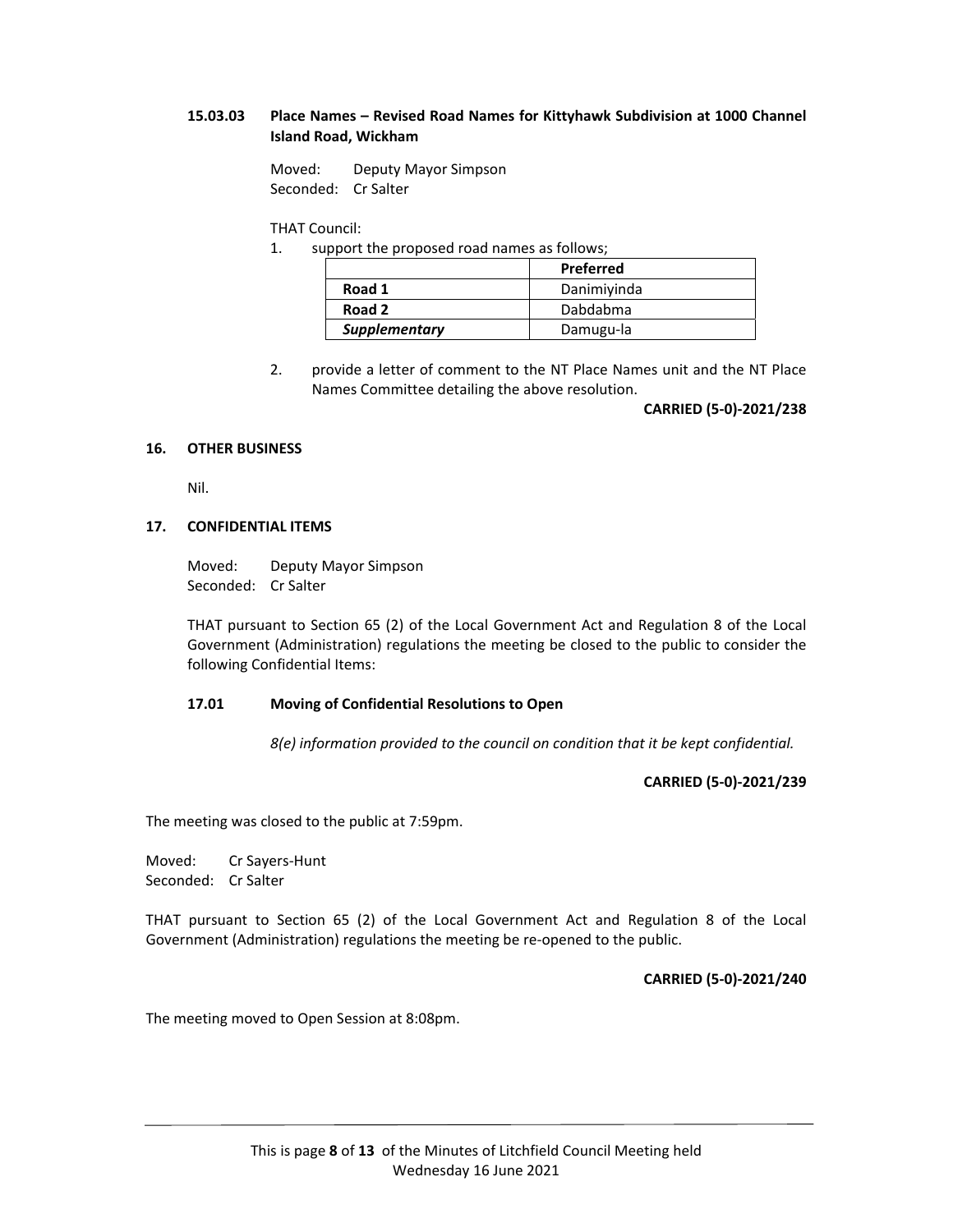### 15.03.03 Place Names – Revised Road Names for Kittyhawk Subdivision at 1000 Channel Island Road, Wickham

Moved: Deputy Mayor Simpson
Seconded: Cr Salter

THAT Council:

1. support the proposed road names as follows;

| | **Preferred** |
|---|---|
| **Road 1** | Danimiyinda |
| **Road 2** | Dabdabma |
| ***Supplementary*** | Damugu-la |

2. provide a letter of comment to the NT Place Names unit and the NT Place Names Committee detailing the above resolution.

**CARRIED (5-0)-2021/238**

## 16. OTHER BUSINESS

Nil.

## 17. CONFIDENTIAL ITEMS

Moved: Deputy Mayor Simpson
Seconded: Cr Salter

THAT pursuant to Section 65 (2) of the Local Government Act and Regulation 8 of the Local Government (Administration) regulations the meeting be closed to the public to consider the following Confidential Items:

### 17.01 Moving of Confidential Resolutions to Open

*8(e) information provided to the council on condition that it be kept confidential.*

**CARRIED (5-0)-2021/239**

The meeting was closed to the public at 7:59pm.

Moved: Cr Sayers-Hunt
Seconded: Cr Salter

THAT pursuant to Section 65 (2) of the Local Government Act and Regulation 8 of the Local Government (Administration) regulations the meeting be re-opened to the public.

**CARRIED (5-0)-2021/240**

The meeting moved to Open Session at 8:08pm.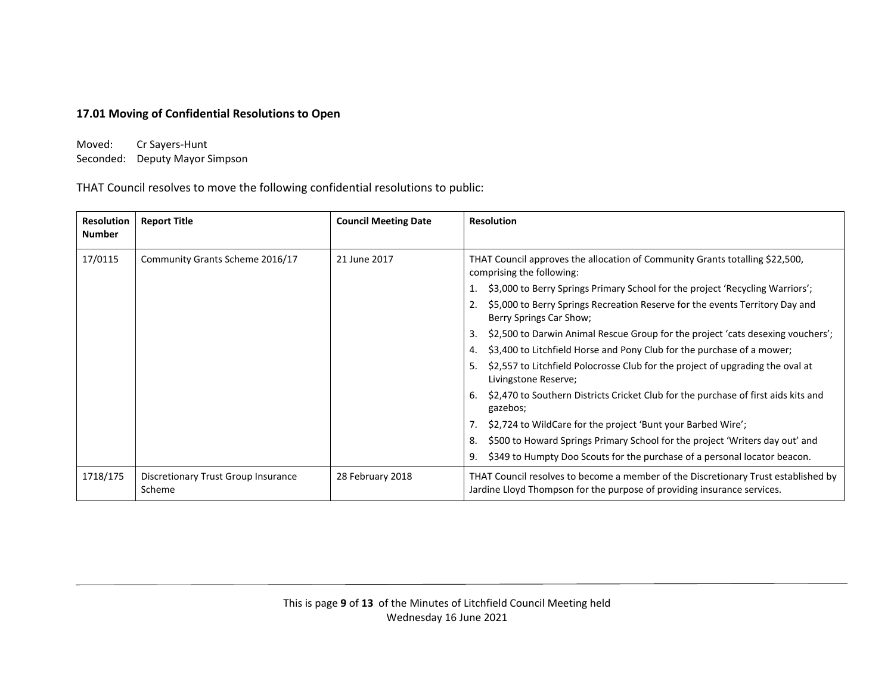### 17.01 Moving of Confidential Resolutions to Open

Moved: Cr Sayers-Hunt
Seconded: Deputy Mayor Simpson

THAT Council resolves to move the following confidential resolutions to public:

| Resolution Number | Report Title | Council Meeting Date | Resolution |
|---|---|---|---|
| 17/0115 | Community Grants Scheme 2016/17 | 21 June 2017 | THAT Council approves the allocation of Community Grants totalling $22,500, comprising the following:<br>1. $3,000 to Berry Springs Primary School for the project 'Recycling Warriors';<br>2. $5,000 to Berry Springs Recreation Reserve for the events Territory Day and Berry Springs Car Show;<br>3. $2,500 to Darwin Animal Rescue Group for the project 'cats desexing vouchers';<br>4. $3,400 to Litchfield Horse and Pony Club for the purchase of a mower;<br>5. $2,557 to Litchfield Polocrosse Club for the project of upgrading the oval at Livingstone Reserve;<br>6. $2,470 to Southern Districts Cricket Club for the purchase of first aids kits and gazebos;<br>7. $2,724 to WildCare for the project 'Bunt your Barbed Wire';<br>8. $500 to Howard Springs Primary School for the project 'Writers day out' and<br>9. $349 to Humpty Doo Scouts for the purchase of a personal locator beacon. |
| 1718/175 | Discretionary Trust Group Insurance Scheme | 28 February 2018 | THAT Council resolves to become a member of the Discretionary Trust established by Jardine Lloyd Thompson for the purpose of providing insurance services. |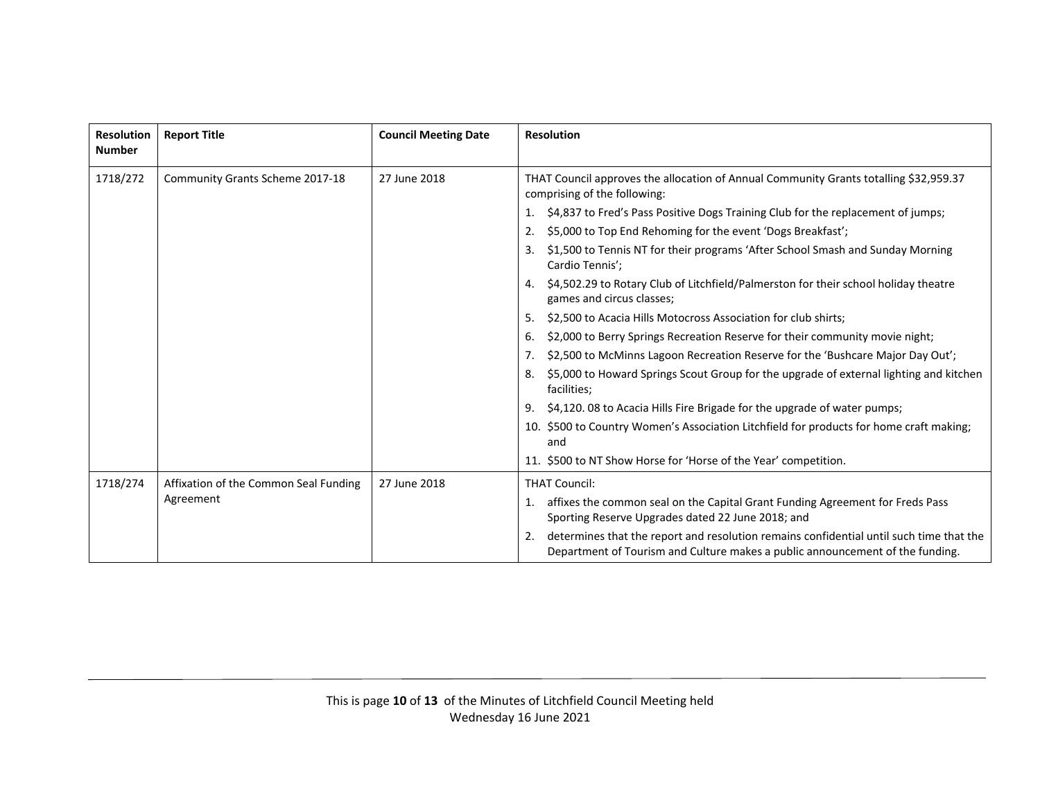| Resolution Number | Report Title | Council Meeting Date | Resolution |
|---|---|---|---|
| 1718/272 | Community Grants Scheme 2017-18 | 27 June 2018 | THAT Council approves the allocation of Annual Community Grants totalling $32,959.37 comprising of the following:<br>1. $4,837 to Fred's Pass Positive Dogs Training Club for the replacement of jumps;<br>2. $5,000 to Top End Rehoming for the event 'Dogs Breakfast';<br>3. $1,500 to Tennis NT for their programs 'After School Smash and Sunday Morning Cardio Tennis';<br>4. $4,502.29 to Rotary Club of Litchfield/Palmerston for their school holiday theatre games and circus classes;<br>5. $2,500 to Acacia Hills Motocross Association for club shirts;<br>6. $2,000 to Berry Springs Recreation Reserve for their community movie night;<br>7. $2,500 to McMinns Lagoon Recreation Reserve for the 'Bushcare Major Day Out';<br>8. $5,000 to Howard Springs Scout Group for the upgrade of external lighting and kitchen facilities;<br>9. $4,120. 08 to Acacia Hills Fire Brigade for the upgrade of water pumps;<br>10. $500 to Country Women's Association Litchfield for products for home craft making; and<br>11. $500 to NT Show Horse for 'Horse of the Year' competition. |
| 1718/274 | Affixation of the Common Seal Funding Agreement | 27 June 2018 | THAT Council:<br>1. affixes the common seal on the Capital Grant Funding Agreement for Freds Pass Sporting Reserve Upgrades dated 22 June 2018; and<br>2. determines that the report and resolution remains confidential until such time that the Department of Tourism and Culture makes a public announcement of the funding. |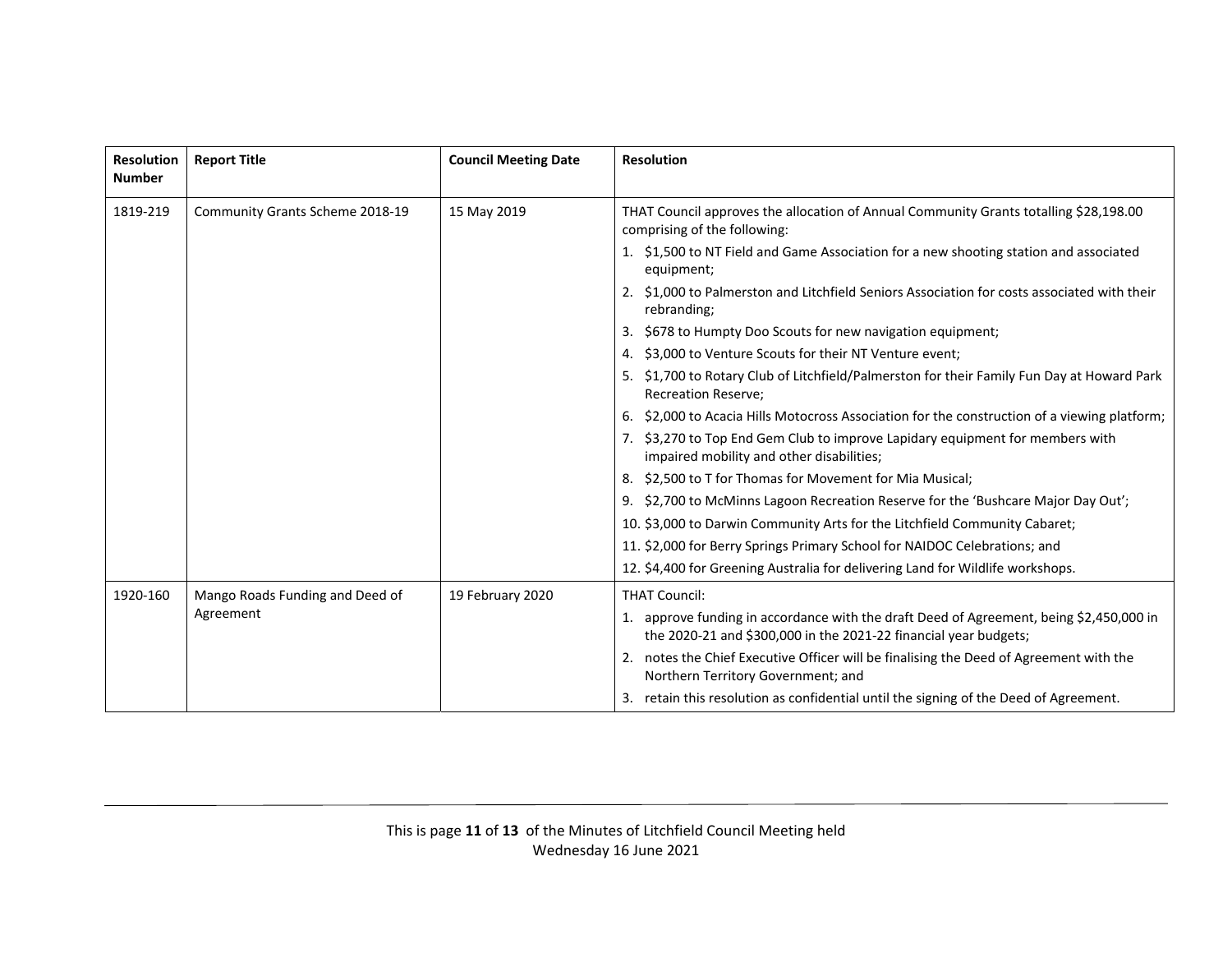| Resolution Number | Report Title | Council Meeting Date | Resolution |
|---|---|---|---|
| 1819-219 | Community Grants Scheme 2018-19 | 15 May 2019 | THAT Council approves the allocation of Annual Community Grants totalling $28,198.00 comprising of the following:<br>1. $1,500 to NT Field and Game Association for a new shooting station and associated equipment;<br>2. $1,000 to Palmerston and Litchfield Seniors Association for costs associated with their rebranding;<br>3. $678 to Humpty Doo Scouts for new navigation equipment;<br>4. $3,000 to Venture Scouts for their NT Venture event;<br>5. $1,700 to Rotary Club of Litchfield/Palmerston for their Family Fun Day at Howard Park Recreation Reserve;<br>6. $2,000 to Acacia Hills Motocross Association for the construction of a viewing platform;<br>7. $3,270 to Top End Gem Club to improve Lapidary equipment for members with impaired mobility and other disabilities;<br>8. $2,500 to T for Thomas for Movement for Mia Musical;<br>9. $2,700 to McMinns Lagoon Recreation Reserve for the 'Bushcare Major Day Out';<br>10. $3,000 to Darwin Community Arts for the Litchfield Community Cabaret;<br>11. $2,000 for Berry Springs Primary School for NAIDOC Celebrations; and<br>12. $4,400 for Greening Australia for delivering Land for Wildlife workshops. |
| 1920-160 | Mango Roads Funding and Deed of Agreement | 19 February 2020 | THAT Council:<br>1. approve funding in accordance with the draft Deed of Agreement, being $2,450,000 in the 2020-21 and $300,000 in the 2021-22 financial year budgets;<br>2. notes the Chief Executive Officer will be finalising the Deed of Agreement with the Northern Territory Government; and<br>3. retain this resolution as confidential until the signing of the Deed of Agreement. |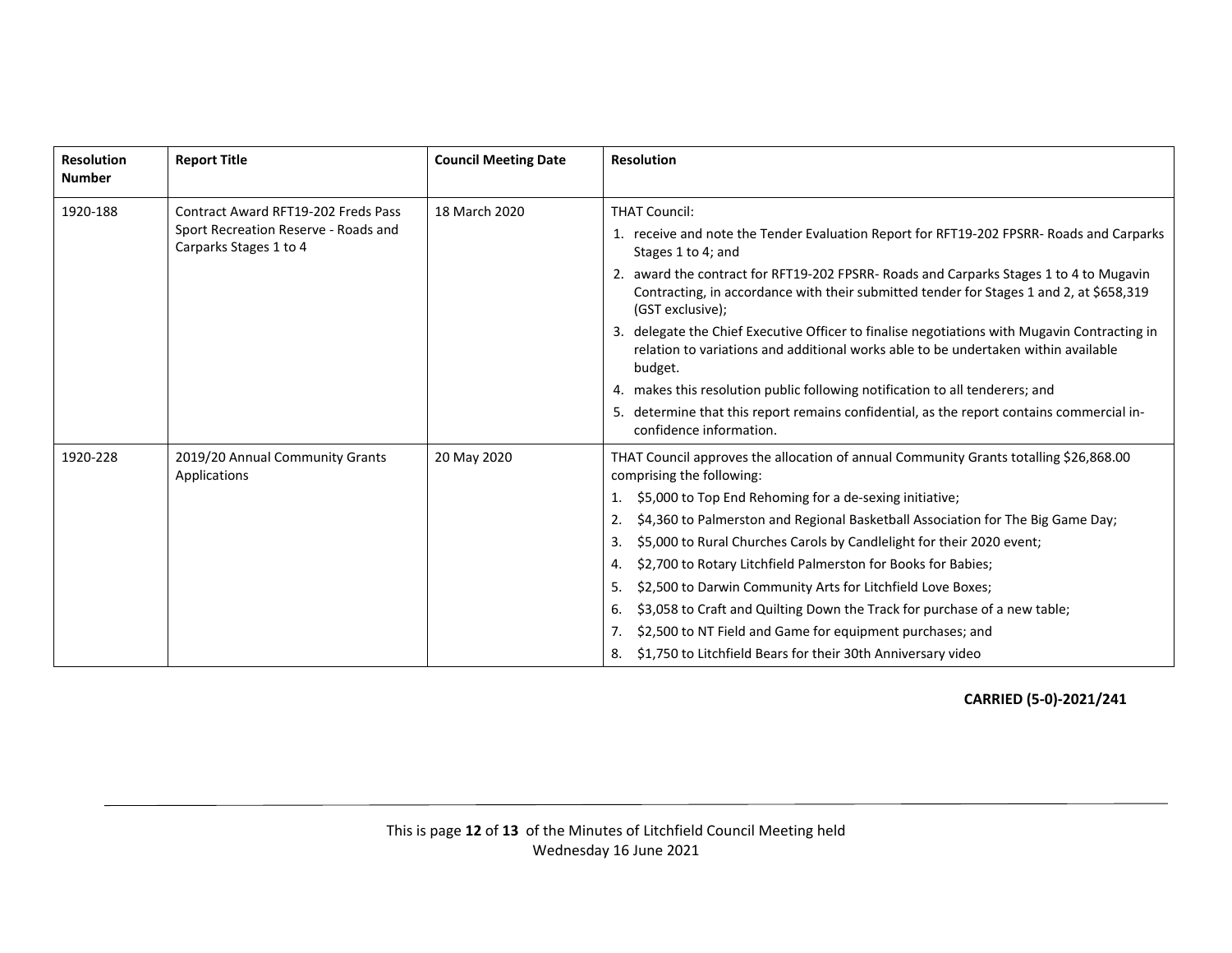| Resolution Number | Report Title | Council Meeting Date | Resolution |
|---|---|---|---|
| 1920-188 | Contract Award RFT19-202 Freds Pass Sport Recreation Reserve - Roads and Carparks Stages 1 to 4 | 18 March 2020 | THAT Council:<br>1. receive and note the Tender Evaluation Report for RFT19-202 FPSRR- Roads and Carparks Stages 1 to 4; and<br>2. award the contract for RFT19-202 FPSRR- Roads and Carparks Stages 1 to 4 to Mugavin Contracting, in accordance with their submitted tender for Stages 1 and 2, at $658,319 (GST exclusive);<br>3. delegate the Chief Executive Officer to finalise negotiations with Mugavin Contracting in relation to variations and additional works able to be undertaken within available budget.<br>4. makes this resolution public following notification to all tenderers; and<br>5. determine that this report remains confidential, as the report contains commercial in-confidence information. |
| 1920-228 | 2019/20 Annual Community Grants Applications | 20 May 2020 | THAT Council approves the allocation of annual Community Grants totalling $26,868.00 comprising the following:<br>1. $5,000 to Top End Rehoming for a de-sexing initiative;<br>2. $4,360 to Palmerston and Regional Basketball Association for The Big Game Day;<br>3. $5,000 to Rural Churches Carols by Candlelight for their 2020 event;<br>4. $2,700 to Rotary Litchfield Palmerston for Books for Babies;<br>5. $2,500 to Darwin Community Arts for Litchfield Love Boxes;<br>6. $3,058 to Craft and Quilting Down the Track for purchase of a new table;<br>7. $2,500 to NT Field and Game for equipment purchases; and<br>8. $1,750 to Litchfield Bears for their 30th Anniversary video |

**CARRIED (5-0)-2021/241**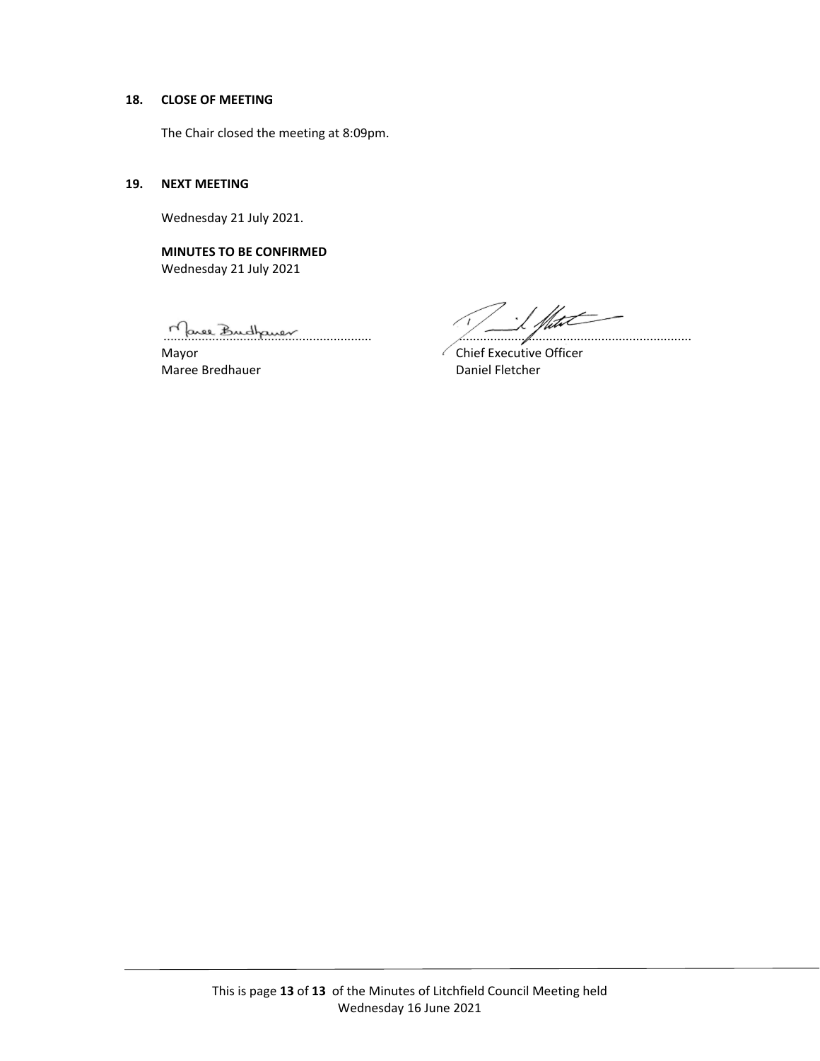## 18. CLOSE OF MEETING

The Chair closed the meeting at 8:09pm.

## 19. NEXT MEETING

Wednesday 21 July 2021.

**MINUTES TO BE CONFIRMED**
Wednesday 21 July 2021

............................................................ ............................................................

Mayor
Maree Bredhauer

Chief Executive Officer
Daniel Fletcher